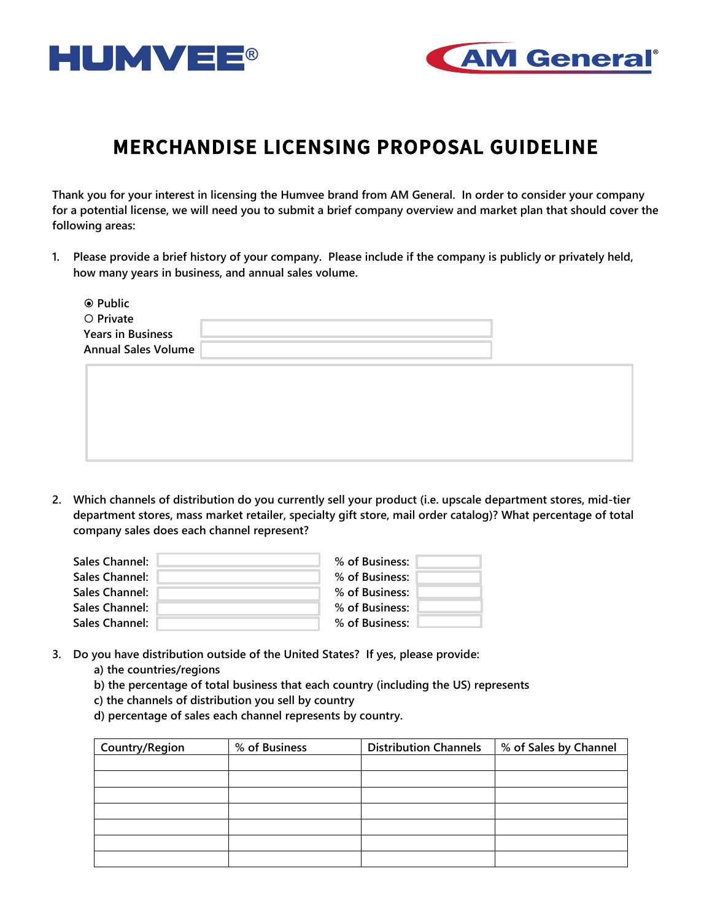HUMVEE® AM General®

# MERCHANDISE LICENSING PROPOSAL GUIDELINE

**Thank you for your interest in licensing the Humvee brand from AM General. In order to consider your company for a potential license, we will need you to submit a brief company overview and market plan that should cover the following areas:**

1. **Please provide a brief history of your company. Please include if the company is publicly or privately held, how many years in business, and annual sales volume.**

   ⦿ Public
   ○ Private
   Years in Business ______
   Annual Sales Volume ______

2. **Which channels of distribution do you currently sell your product (i.e. upscale department stores, mid-tier department stores, mass market retailer, specialty gift store, mail order catalog)? What percentage of total company sales does each channel represent?**

   Sales Channel: ______ % of Business: ______
   Sales Channel: ______ % of Business: ______
   Sales Channel: ______ % of Business: ______
   Sales Channel: ______ % of Business: ______
   Sales Channel: ______ % of Business: ______

3. **Do you have distribution outside of the United States? If yes, please provide:**
   a) the countries/regions
   b) the percentage of total business that each country (including the US) represents
   c) the channels of distribution you sell by country
   d) percentage of sales each channel represents by country.

| Country/Region | % of Business | Distribution Channels | % of Sales by Channel |
|---|---|---|---|
| | | | |
| | | | |
| | | | |
| | | | |
| | | | |
| | | | |
| | | | |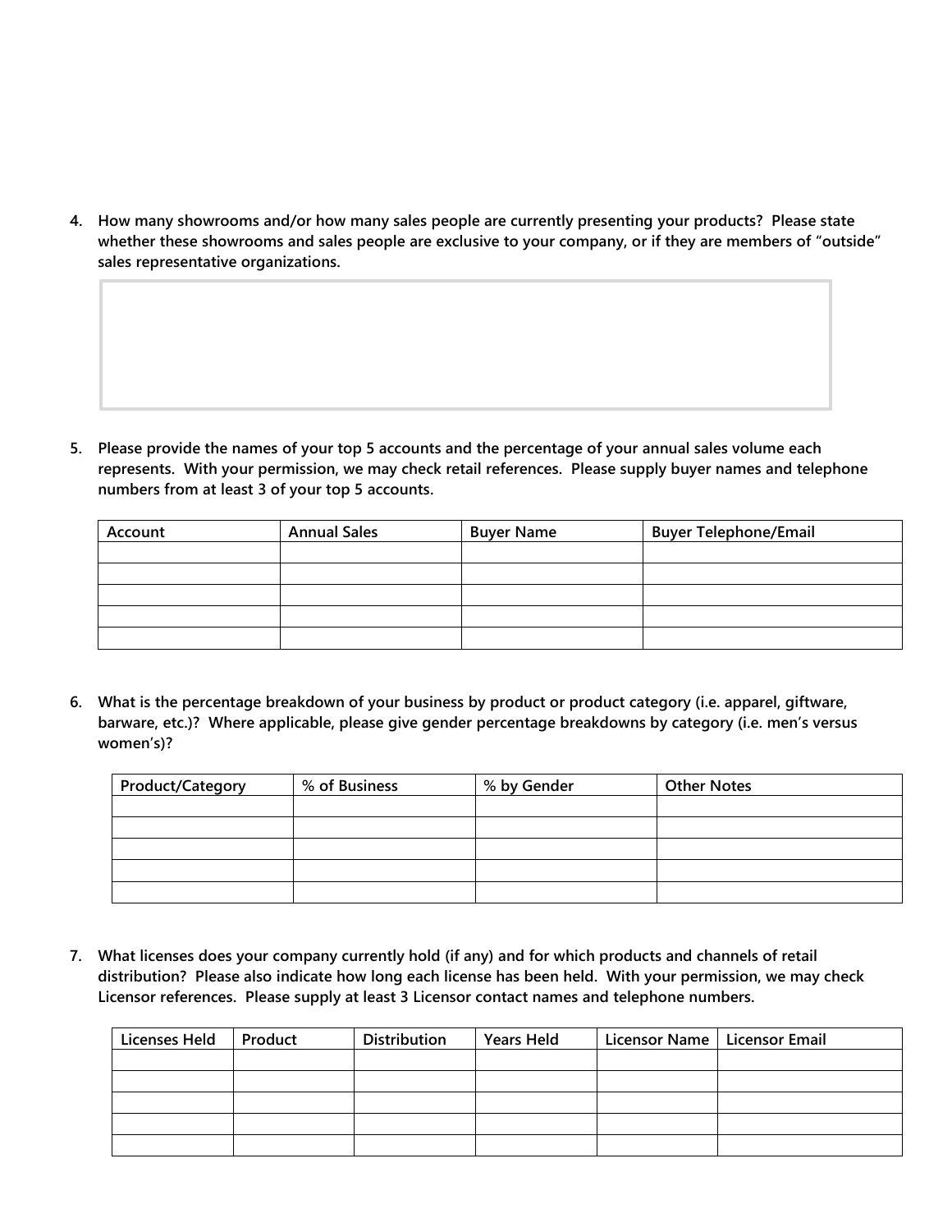4. **How many showrooms and/or how many sales people are currently presenting your products? Please state whether these showrooms and sales people are exclusive to your company, or if they are members of "outside" sales representative organizations.**

5. **Please provide the names of your top 5 accounts and the percentage of your annual sales volume each represents. With your permission, we may check retail references. Please supply buyer names and telephone numbers from at least 3 of your top 5 accounts.**

| Account | Annual Sales | Buyer Name | Buyer Telephone/Email |
|---|---|---|---|
| | | | |
| | | | |
| | | | |
| | | | |
| | | | |

6. **What is the percentage breakdown of your business by product or product category (i.e. apparel, giftware, barware, etc.)? Where applicable, please give gender percentage breakdowns by category (i.e. men's versus women's)?**

| Product/Category | % of Business | % by Gender | Other Notes |
|---|---|---|---|
| | | | |
| | | | |
| | | | |
| | | | |
| | | | |

7. **What licenses does your company currently hold (if any) and for which products and channels of retail distribution? Please also indicate how long each license has been held. With your permission, we may check Licensor references. Please supply at least 3 Licensor contact names and telephone numbers.**

| Licenses Held | Product | Distribution | Years Held | Licensor Name | Licensor Email |
|---|---|---|---|---|---|
| | | | | | |
| | | | | | |
| | | | | | |
| | | | | | |
| | | | | | |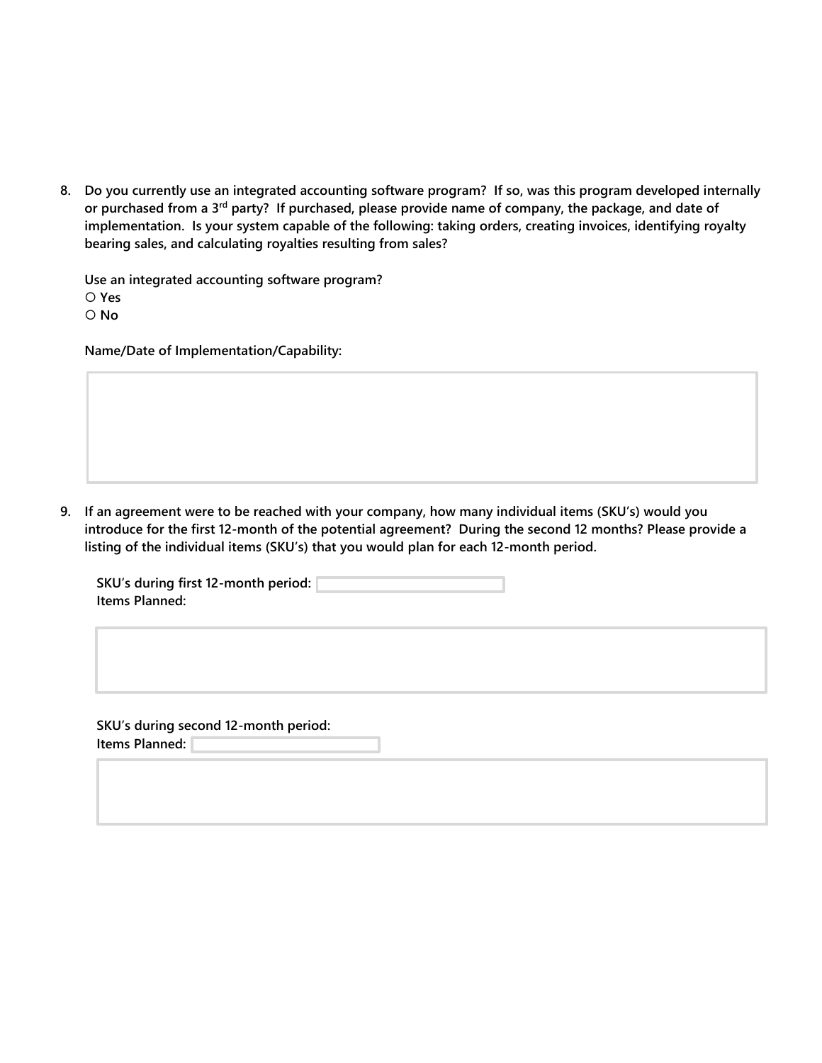8. **Do you currently use an integrated accounting software program? If so, was this program developed internally or purchased from a 3rd party? If purchased, please provide name of company, the package, and date of implementation. Is your system capable of the following: taking orders, creating invoices, identifying royalty bearing sales, and calculating royalties resulting from sales?**

   **Use an integrated accounting software program?**
   ○ **Yes**
   ○ **No**

   **Name/Date of Implementation/Capability:**

9. **If an agreement were to be reached with your company, how many individual items (SKU's) would you introduce for the first 12-month of the potential agreement? During the second 12 months? Please provide a listing of the individual items (SKU's) that you would plan for each 12-month period.**

   **SKU's during first 12-month period:**
   **Items Planned:**

   **SKU's during second 12-month period:**
   **Items Planned:**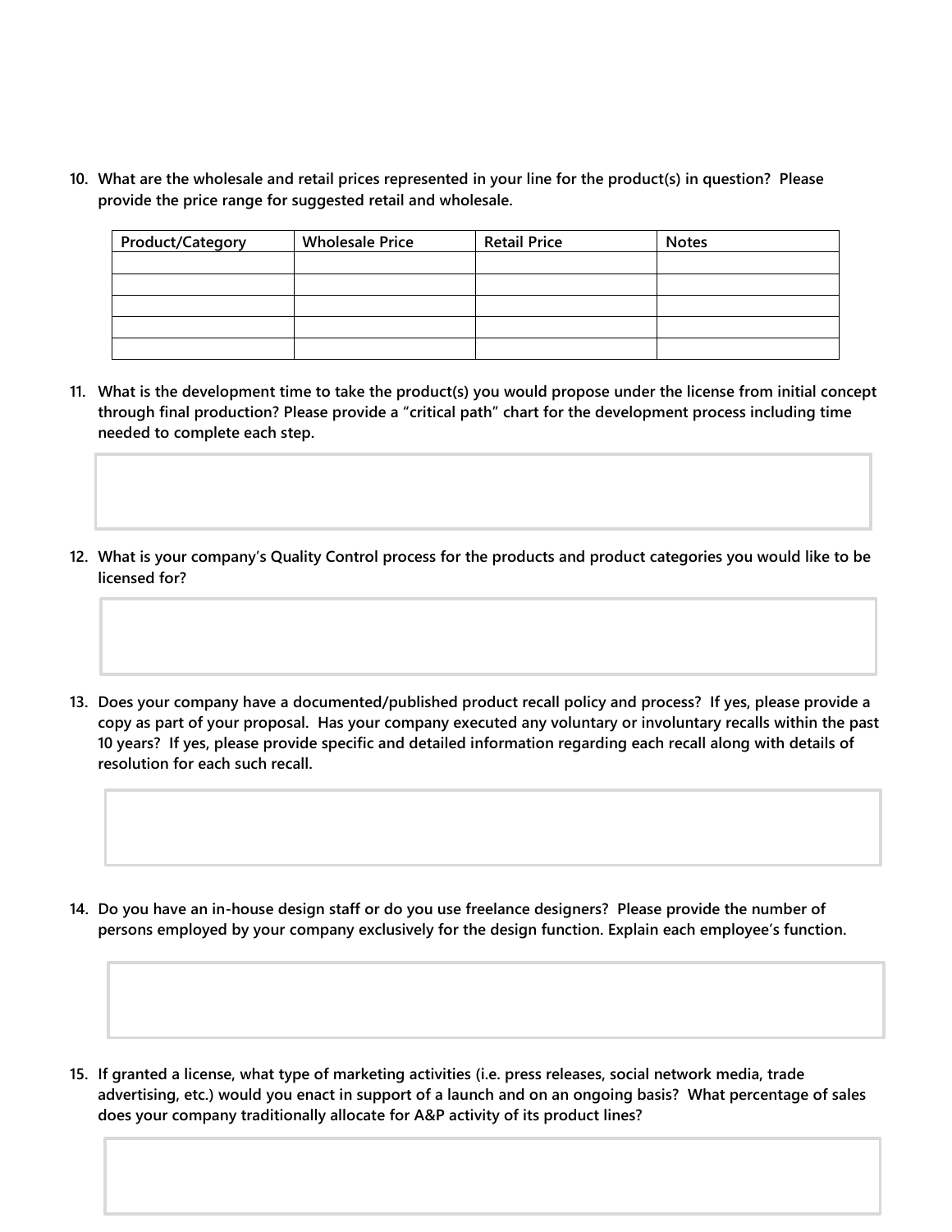10. **What are the wholesale and retail prices represented in your line for the product(s) in question? Please provide the price range for suggested retail and wholesale.**

| Product/Category | Wholesale Price | Retail Price | Notes |
| --- | --- | --- | --- |
| | | | |
| | | | |
| | | | |
| | | | |
| | | | |

11. **What is the development time to take the product(s) you would propose under the license from initial concept through final production? Please provide a "critical path" chart for the development process including time needed to complete each step.**

12. **What is your company's Quality Control process for the products and product categories you would like to be licensed for?**

13. **Does your company have a documented/published product recall policy and process? If yes, please provide a copy as part of your proposal. Has your company executed any voluntary or involuntary recalls within the past 10 years? If yes, please provide specific and detailed information regarding each recall along with details of resolution for each such recall.**

14. **Do you have an in-house design staff or do you use freelance designers? Please provide the number of persons employed by your company exclusively for the design function. Explain each employee's function.**

15. **If granted a license, what type of marketing activities (i.e. press releases, social network media, trade advertising, etc.) would you enact in support of a launch and on an ongoing basis? What percentage of sales does your company traditionally allocate for A&P activity of its product lines?**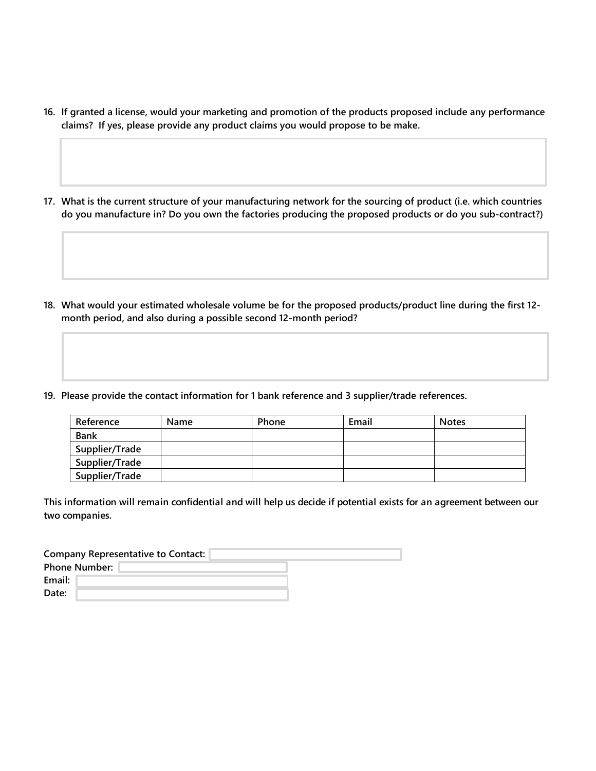16. **If granted a license, would your marketing and promotion of the products proposed include any performance claims? If yes, please provide any product claims you would propose to be make.**

17. **What is the current structure of your manufacturing network for the sourcing of product (i.e. which countries do you manufacture in? Do you own the factories producing the proposed products or do you sub-contract?)**

18. **What would your estimated wholesale volume be for the proposed products/product line during the first 12-month period, and also during a possible second 12-month period?**

19. **Please provide the contact information for 1 bank reference and 3 supplier/trade references.**

| Reference | Name | Phone | Email | Notes |
|---|---|---|---|---|
| Bank | | | | |
| Supplier/Trade | | | | |
| Supplier/Trade | | | | |
| Supplier/Trade | | | | |

**This information will remain confidential and will help us decide if potential exists for an agreement between our two companies.**

**Company Representative to Contact:**
**Phone Number:**
**Email:**
**Date:**